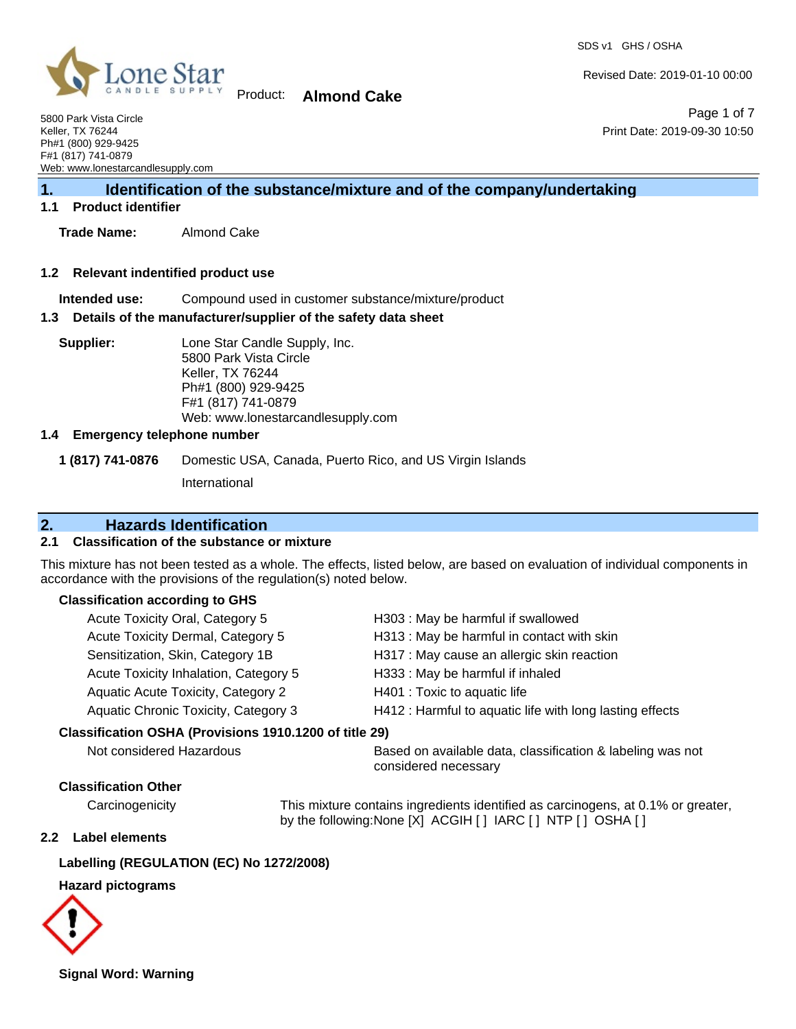SDS v1 GHS / OSHA

Revised Date: 2019-01-10 00:00

Product: **Almond Cake**

Print Date: 2019-09-30 10:50

5800 Park Vista Circle
Keller, TX 76244
Ph#1 (800) 929-9425
F#1 (817) 741-0879
Web: www.lonestarcandlesupply.com

## 1. Identification of the substance/mixture and of the company/undertaking

### 1.1 Product identifier

**Trade Name:** Almond Cake

### 1.2 Relevant indentified product use

**Intended use:** Compound used in customer substance/mixture/product

### 1.3 Details of the manufacturer/supplier of the safety data sheet

**Supplier:** Lone Star Candle Supply, Inc.
5800 Park Vista Circle
Keller, TX 76244
Ph#1 (800) 929-9425
F#1 (817) 741-0879
Web: www.lonestarcandlesupply.com

### 1.4 Emergency telephone number

**1 (817) 741-0876** Domestic USA, Canada, Puerto Rico, and US Virgin Islands

International

## 2. Hazards Identification

### 2.1 Classification of the substance or mixture

This mixture has not been tested as a whole. The effects, listed below, are based on evaluation of individual components in accordance with the provisions of the regulation(s) noted below.

**Classification according to GHS**

| Classification | Hazard Statement |
|---|---|
| Acute Toxicity Oral, Category 5 | H303 : May be harmful if swallowed |
| Acute Toxicity Dermal, Category 5 | H313 : May be harmful in contact with skin |
| Sensitization, Skin, Category 1B | H317 : May cause an allergic skin reaction |
| Acute Toxicity Inhalation, Category 5 | H333 : May be harmful if inhaled |
| Aquatic Acute Toxicity, Category 2 | H401 : Toxic to aquatic life |
| Aquatic Chronic Toxicity, Category 3 | H412 : Harmful to aquatic life with long lasting effects |

**Classification OSHA (Provisions 1910.1200 of title 29)**

Not considered Hazardous — Based on available data, classification & labeling was not considered necessary

**Classification Other**

Carcinogenicity — This mixture contains ingredients identified as carcinogens, at 0.1% or greater, by the following:None [X] ACGIH [ ] IARC [ ] NTP [ ] OSHA [ ]

### 2.2 Label elements

**Labelling (REGULATION (EC) No 1272/2008)**

**Hazard pictograms**

**Signal Word: Warning**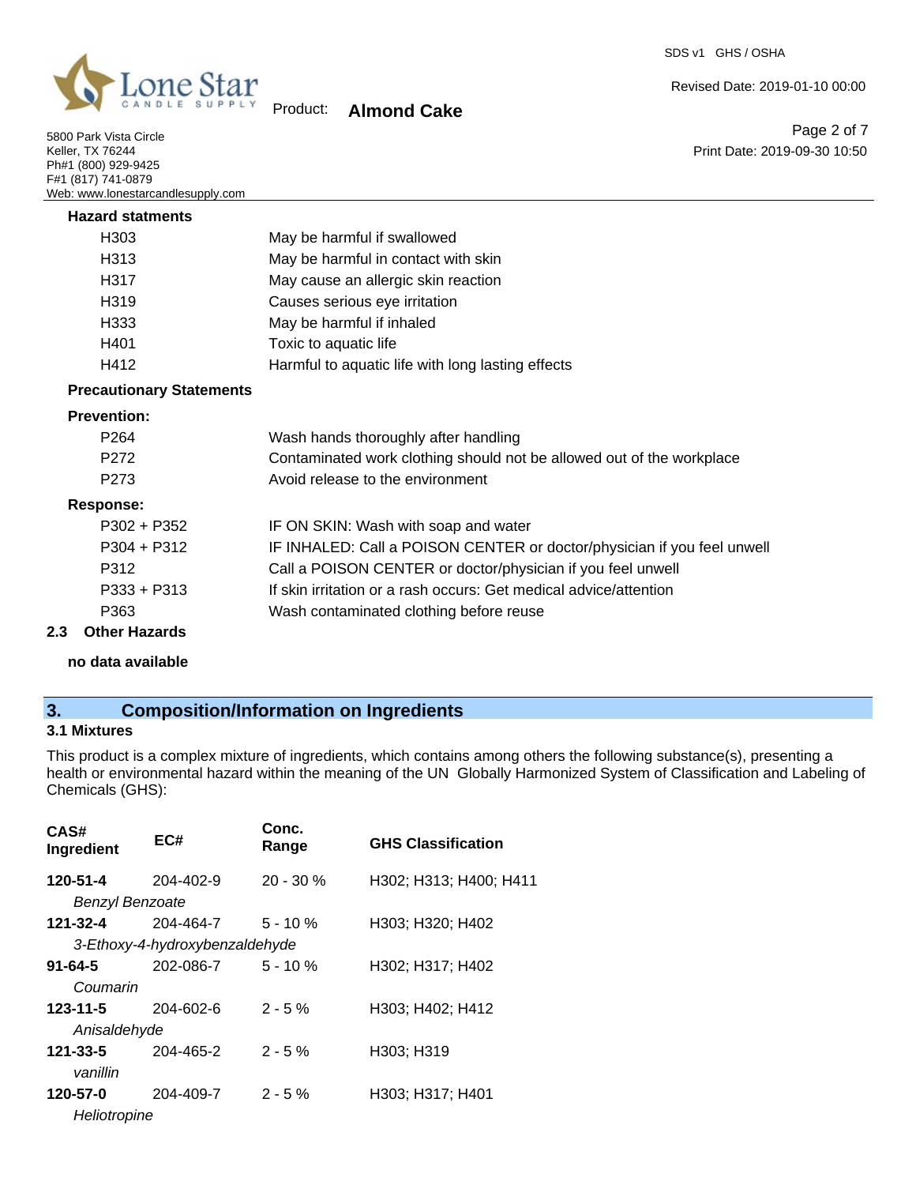**Hazard statments**

| | |
|---|---|
| H303 | May be harmful if swallowed |
| H313 | May be harmful in contact with skin |
| H317 | May cause an allergic skin reaction |
| H319 | Causes serious eye irritation |
| H333 | May be harmful if inhaled |
| H401 | Toxic to aquatic life |
| H412 | Harmful to aquatic life with long lasting effects |

**Precautionary Statements**

**Prevention:**

| | |
|---|---|
| P264 | Wash hands thoroughly after handling |
| P272 | Contaminated work clothing should not be allowed out of the workplace |
| P273 | Avoid release to the environment |

**Response:**

| | |
|---|---|
| P302 + P352 | IF ON SKIN: Wash with soap and water |
| P304 + P312 | IF INHALED: Call a POISON CENTER or doctor/physician if you feel unwell |
| P312 | Call a POISON CENTER or doctor/physician if you feel unwell |
| P333 + P313 | If skin irritation or a rash occurs: Get medical advice/attention |
| P363 | Wash contaminated clothing before reuse |

**2.3 Other Hazards**

**no data available**

## 3. Composition/Information on Ingredients

### 3.1 Mixtures

This product is a complex mixture of ingredients, which contains among others the following substance(s), presenting a health or environmental hazard within the meaning of the UN Globally Harmonized System of Classification and Labeling of Chemicals (GHS):

| CAS# Ingredient | EC# | Conc. Range | GHS Classification |
|---|---|---|---|
| **120-51-4** *Benzyl Benzoate* | 204-402-9 | 20 - 30 % | H302; H313; H400; H411 |
| **121-32-4** *3-Ethoxy-4-hydroxybenzaldehyde* | 204-464-7 | 5 - 10 % | H303; H320; H402 |
| **91-64-5** *Coumarin* | 202-086-7 | 5 - 10 % | H302; H317; H402 |
| **123-11-5** *Anisaldehyde* | 204-602-6 | 2 - 5 % | H303; H402; H412 |
| **121-33-5** *vanillin* | 204-465-2 | 2 - 5 % | H303; H319 |
| **120-57-0** *Heliotropine* | 204-409-7 | 2 - 5 % | H303; H317; H401 |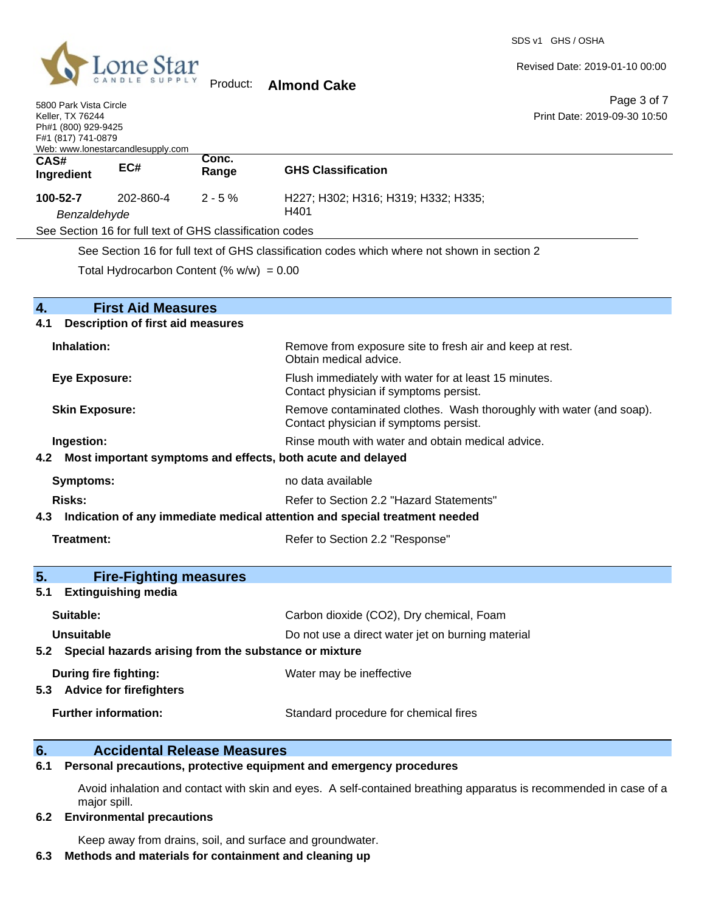| CAS# Ingredient | EC# | Conc. Range | GHS Classification |
|---|---|---|---|
| **100-52-7** *Benzaldehyde* | 202-860-4 | 2 - 5 % | H227; H302; H316; H319; H332; H335; H401 |

See Section 16 for full text of GHS classification codes

See Section 16 for full text of GHS classification codes which where not shown in section 2

Total Hydrocarbon Content (% w/w) = 0.00

## 4. First Aid Measures

### 4.1 Description of first aid measures

| | |
|---|---|
| **Inhalation:** | Remove from exposure site to fresh air and keep at rest. Obtain medical advice. |
| **Eye Exposure:** | Flush immediately with water for at least 15 minutes. Contact physician if symptoms persist. |
| **Skin Exposure:** | Remove contaminated clothes. Wash thoroughly with water (and soap). Contact physician if symptoms persist. |
| **Ingestion:** | Rinse mouth with water and obtain medical advice. |

### 4.2 Most important symptoms and effects, both acute and delayed

| | |
|---|---|
| **Symptoms:** | no data available |
| **Risks:** | Refer to Section 2.2 "Hazard Statements" |

### 4.3 Indication of any immediate medical attention and special treatment needed

| | |
|---|---|
| **Treatment:** | Refer to Section 2.2 "Response" |

## 5. Fire-Fighting measures

### 5.1 Extinguishing media

| | |
|---|---|
| **Suitable:** | Carbon dioxide (CO2), Dry chemical, Foam |
| **Unsuitable** | Do not use a direct water jet on burning material |

### 5.2 Special hazards arising from the substance or mixture

| | |
|---|---|
| **During fire fighting:** | Water may be ineffective |

### 5.3 Advice for firefighters

| | |
|---|---|
| **Further information:** | Standard procedure for chemical fires |

## 6. Accidental Release Measures

### 6.1 Personal precautions, protective equipment and emergency procedures

Avoid inhalation and contact with skin and eyes. A self-contained breathing apparatus is recommended in case of a major spill.

### 6.2 Environmental precautions

Keep away from drains, soil, and surface and groundwater.

### 6.3 Methods and materials for containment and cleaning up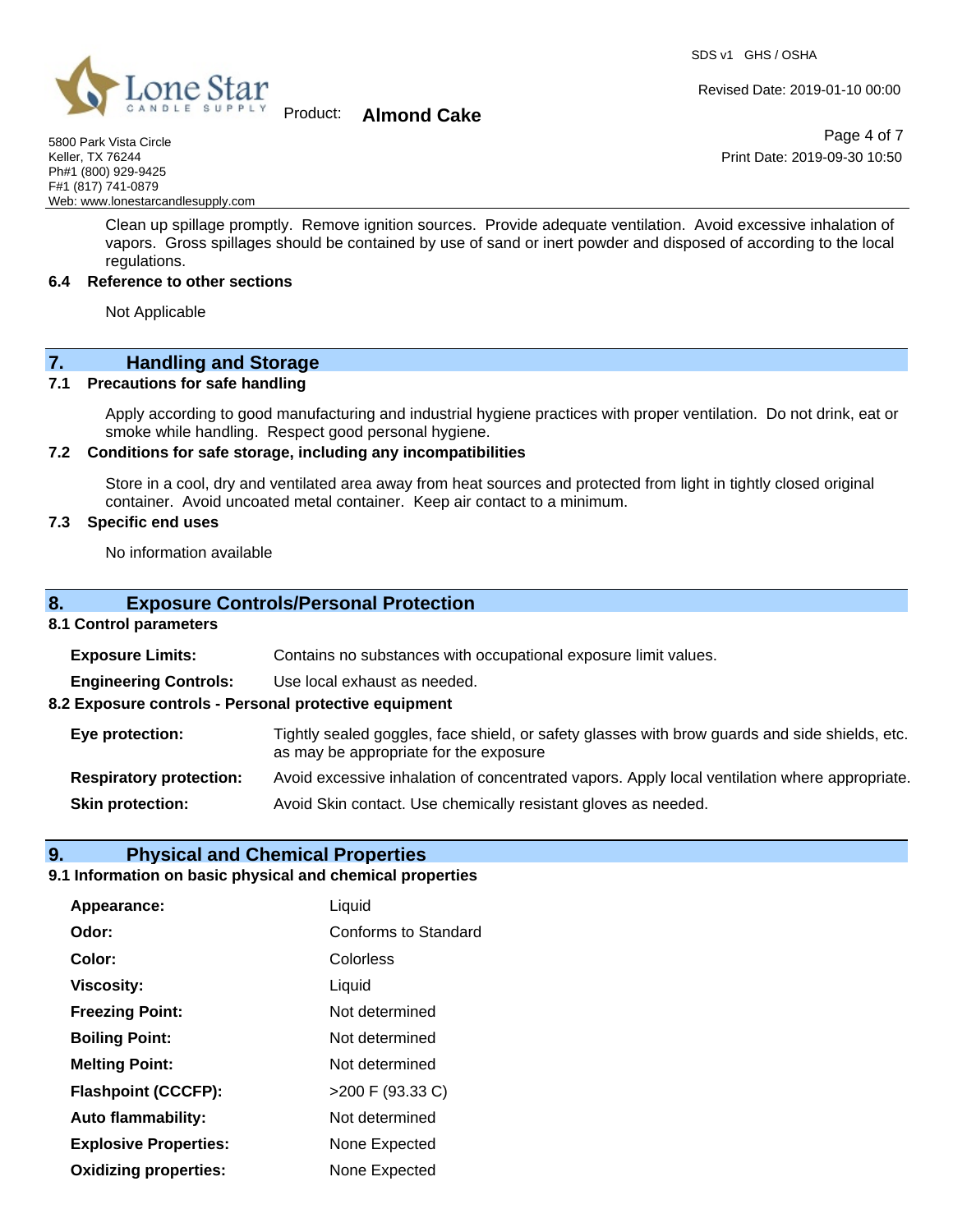Clean up spillage promptly. Remove ignition sources. Provide adequate ventilation. Avoid excessive inhalation of vapors. Gross spillages should be contained by use of sand or inert powder and disposed of according to the local regulations.

### 6.4 Reference to other sections

Not Applicable

## 7. Handling and Storage

### 7.1 Precautions for safe handling

Apply according to good manufacturing and industrial hygiene practices with proper ventilation. Do not drink, eat or smoke while handling. Respect good personal hygiene.

### 7.2 Conditions for safe storage, including any incompatibilities

Store in a cool, dry and ventilated area away from heat sources and protected from light in tightly closed original container. Avoid uncoated metal container. Keep air contact to a minimum.

### 7.3 Specific end uses

No information available

## 8. Exposure Controls/Personal Protection

### 8.1 Control parameters

**Exposure Limits:** Contains no substances with occupational exposure limit values.

**Engineering Controls:** Use local exhaust as needed.

### 8.2 Exposure controls - Personal protective equipment

**Eye protection:** Tightly sealed goggles, face shield, or safety glasses with brow guards and side shields, etc. as may be appropriate for the exposure

**Respiratory protection:** Avoid excessive inhalation of concentrated vapors. Apply local ventilation where appropriate.

**Skin protection:** Avoid Skin contact. Use chemically resistant gloves as needed.

## 9. Physical and Chemical Properties

### 9.1 Information on basic physical and chemical properties

| | |
|---|---|
| **Appearance:** | Liquid |
| **Odor:** | Conforms to Standard |
| **Color:** | Colorless |
| **Viscosity:** | Liquid |
| **Freezing Point:** | Not determined |
| **Boiling Point:** | Not determined |
| **Melting Point:** | Not determined |
| **Flashpoint (CCCFP):** | >200 F (93.33 C) |
| **Auto flammability:** | Not determined |
| **Explosive Properties:** | None Expected |
| **Oxidizing properties:** | None Expected |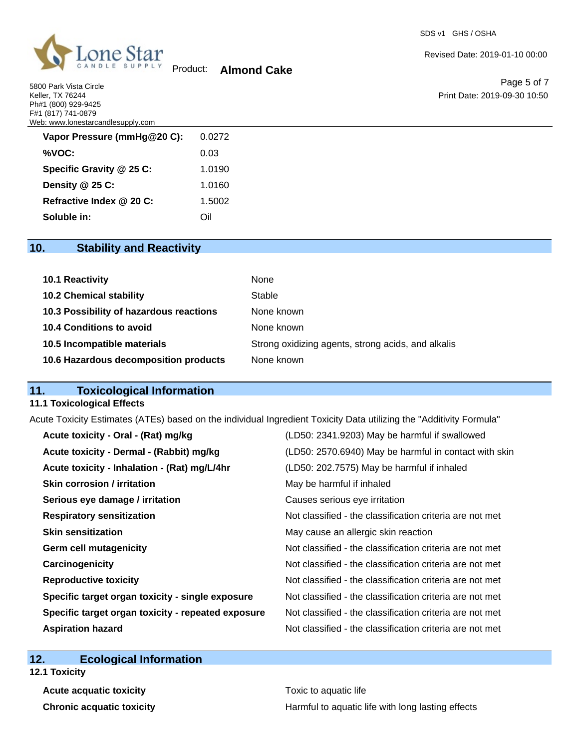| | |
|---|---|
| **Vapor Pressure (mmHg@20 C):** | 0.0272 |
| **%VOC:** | 0.03 |
| **Specific Gravity @ 25 C:** | 1.0190 |
| **Density @ 25 C:** | 1.0160 |
| **Refractive Index @ 20 C:** | 1.5002 |
| **Soluble in:** | Oil |

## 10. Stability and Reactivity

| | |
|---|---|
| **10.1 Reactivity** | None |
| **10.2 Chemical stability** | Stable |
| **10.3 Possibility of hazardous reactions** | None known |
| **10.4 Conditions to avoid** | None known |
| **10.5 Incompatible materials** | Strong oxidizing agents, strong acids, and alkalis |
| **10.6 Hazardous decomposition products** | None known |

## 11. Toxicological Information

### 11.1 Toxicological Effects

Acute Toxicity Estimates (ATEs) based on the individual Ingredient Toxicity Data utilizing the "Additivity Formula"

| | |
|---|---|
| **Acute toxicity - Oral - (Rat) mg/kg** | (LD50: 2341.9203) May be harmful if swallowed |
| **Acute toxicity - Dermal - (Rabbit) mg/kg** | (LD50: 2570.6940) May be harmful in contact with skin |
| **Acute toxicity - Inhalation - (Rat) mg/L/4hr** | (LD50: 202.7575) May be harmful if inhaled |
| **Skin corrosion / irritation** | May be harmful if inhaled |
| **Serious eye damage / irritation** | Causes serious eye irritation |
| **Respiratory sensitization** | Not classified - the classification criteria are not met |
| **Skin sensitization** | May cause an allergic skin reaction |
| **Germ cell mutagenicity** | Not classified - the classification criteria are not met |
| **Carcinogenicity** | Not classified - the classification criteria are not met |
| **Reproductive toxicity** | Not classified - the classification criteria are not met |
| **Specific target organ toxicity - single exposure** | Not classified - the classification criteria are not met |
| **Specific target organ toxicity - repeated exposure** | Not classified - the classification criteria are not met |
| **Aspiration hazard** | Not classified - the classification criteria are not met |

## 12. Ecological Information

### 12.1 Toxicity

| | |
|---|---|
| **Acute acquatic toxicity** | Toxic to aquatic life |
| **Chronic acquatic toxicity** | Harmful to aquatic life with long lasting effects |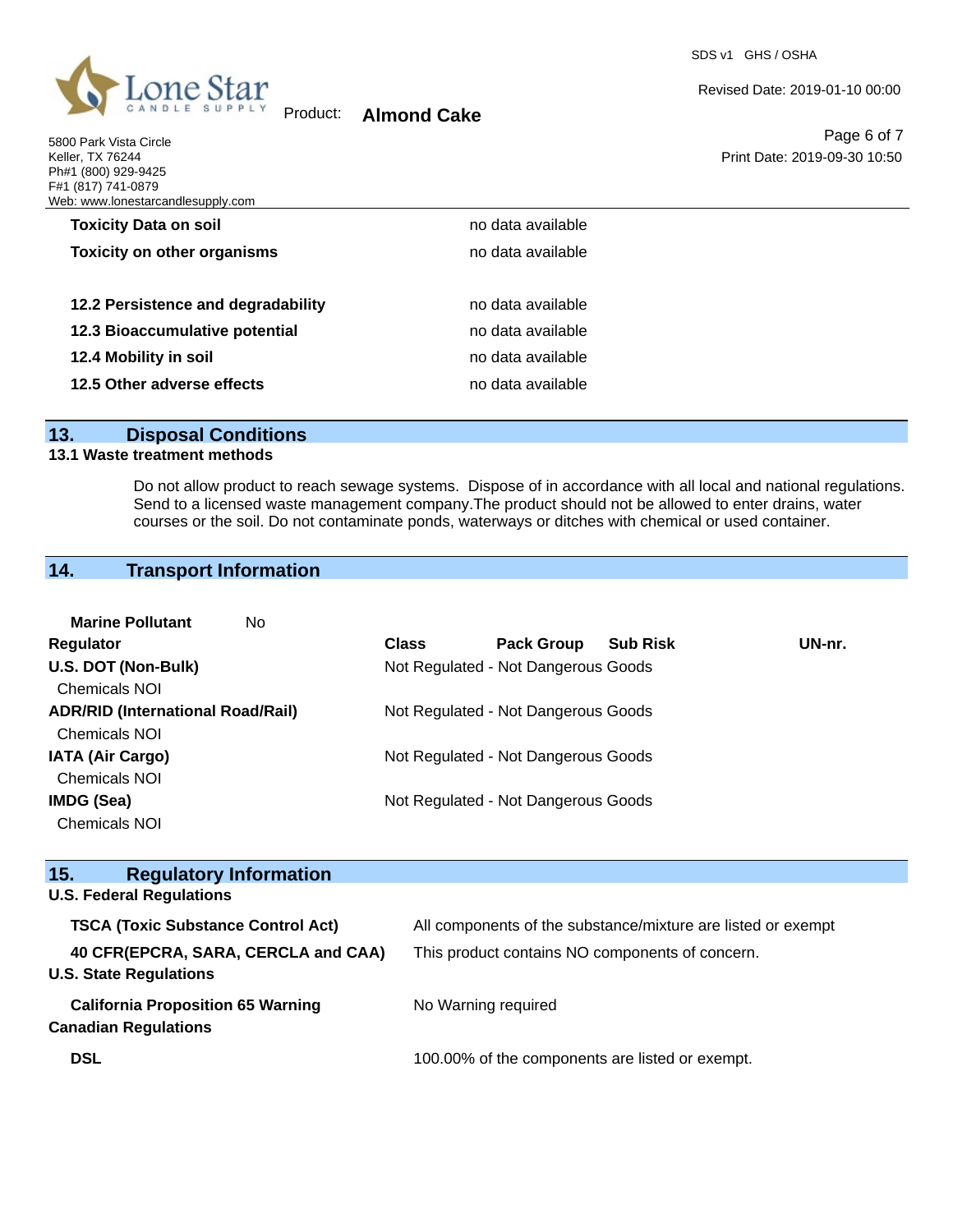| | |
|---|---|
| **Toxicity Data on soil** | no data available |
| **Toxicity on other organisms** | no data available |
| **12.2 Persistence and degradability** | no data available |
| **12.3 Bioaccumulative potential** | no data available |
| **12.4 Mobility in soil** | no data available |
| **12.5 Other adverse effects** | no data available |

## 13. Disposal Conditions

### 13.1 Waste treatment methods

Do not allow product to reach sewage systems. Dispose of in accordance with all local and national regulations. Send to a licensed waste management company.The product should not be allowed to enter drains, water courses or the soil. Do not contaminate ponds, waterways or ditches with chemical or used container.

## 14. Transport Information

**Marine Pollutant** No

| Regulator | Class | Pack Group | Sub Risk | UN-nr. |
|---|---|---|---|---|
| **U.S. DOT (Non-Bulk)**<br>Chemicals NOI | Not Regulated - Not Dangerous Goods | | | |
| **ADR/RID (International Road/Rail)**<br>Chemicals NOI | Not Regulated - Not Dangerous Goods | | | |
| **IATA (Air Cargo)**<br>Chemicals NOI | Not Regulated - Not Dangerous Goods | | | |
| **IMDG (Sea)**<br>Chemicals NOI | Not Regulated - Not Dangerous Goods | | | |

## 15. Regulatory Information

**U.S. Federal Regulations**

| | |
|---|---|
| **TSCA (Toxic Substance Control Act)** | All components of the substance/mixture are listed or exempt |
| **40 CFR(EPCRA, SARA, CERCLA and CAA)** | This product contains NO components of concern. |

**U.S. State Regulations**

| | |
|---|---|
| **California Proposition 65 Warning** | No Warning required |

**Canadian Regulations**

| | |
|---|---|
| **DSL** | 100.00% of the components are listed or exempt. |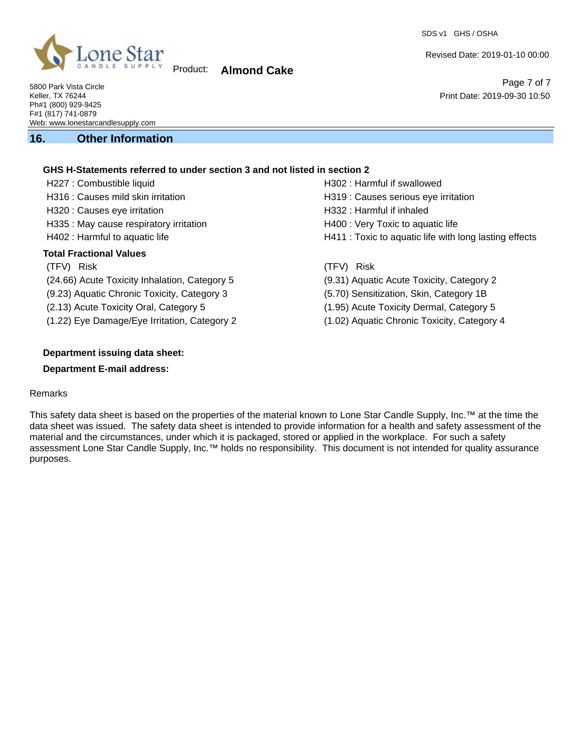## 16. Other Information

**GHS H-Statements referred to under section 3 and not listed in section 2**

H227 : Combustible liquid
H302 : Harmful if swallowed
H316 : Causes mild skin irritation
H319 : Causes serious eye irritation
H320 : Causes eye irritation
H332 : Harmful if inhaled
H335 : May cause respiratory irritation
H400 : Very Toxic to aquatic life
H402 : Harmful to aquatic life
H411 : Toxic to aquatic life with long lasting effects

**Total Fractional Values**

| (TFV) Risk | (TFV) Risk |
|---|---|
| (24.66) Acute Toxicity Inhalation, Category 5 | (9.31) Aquatic Acute Toxicity, Category 2 |
| (9.23) Aquatic Chronic Toxicity, Category 3 | (5.70) Sensitization, Skin, Category 1B |
| (2.13) Acute Toxicity Oral, Category 5 | (1.95) Acute Toxicity Dermal, Category 5 |
| (1.22) Eye Damage/Eye Irritation, Category 2 | (1.02) Aquatic Chronic Toxicity, Category 4 |

**Department issuing data sheet:**

**Department E-mail address:**

Remarks

This safety data sheet is based on the properties of the material known to Lone Star Candle Supply, Inc.™ at the time the data sheet was issued. The safety data sheet is intended to provide information for a health and safety assessment of the material and the circumstances, under which it is packaged, stored or applied in the workplace. For such a safety assessment Lone Star Candle Supply, Inc.™ holds no responsibility. This document is not intended for quality assurance purposes.